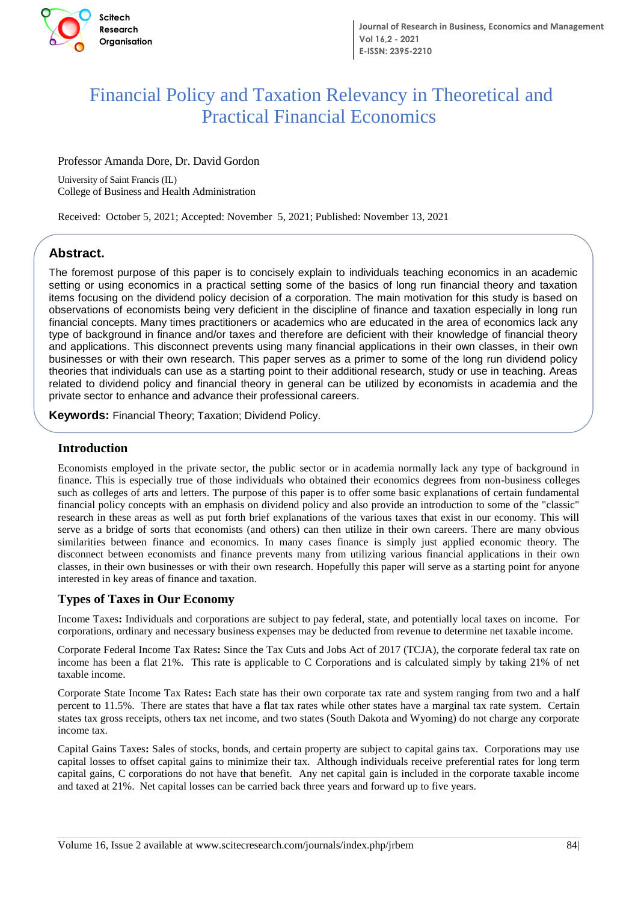# Financial Policy and Taxation Relevancy in Theoretical and Practical Financial Economics

Professor Amanda Dore, Dr. David Gordon

University of Saint Francis (IL)
College of Business and Health Administration

Received: October 5, 2021; Accepted: November 5, 2021; Published: November 13, 2021

## Abstract.

The foremost purpose of this paper is to concisely explain to individuals teaching economics in an academic setting or using economics in a practical setting some of the basics of long run financial theory and taxation items focusing on the dividend policy decision of a corporation. The main motivation for this study is based on observations of economists being very deficient in the discipline of finance and taxation especially in long run financial concepts. Many times practitioners or academics who are educated in the area of economics lack any type of background in finance and/or taxes and therefore are deficient with their knowledge of financial theory and applications. This disconnect prevents using many financial applications in their own classes, in their own businesses or with their own research. This paper serves as a primer to some of the long run dividend policy theories that individuals can use as a starting point to their additional research, study or use in teaching. Areas related to dividend policy and financial theory in general can be utilized by economists in academia and the private sector to enhance and advance their professional careers.

**Keywords:** Financial Theory; Taxation; Dividend Policy.

## Introduction

Economists employed in the private sector, the public sector or in academia normally lack any type of background in finance. This is especially true of those individuals who obtained their economics degrees from non-business colleges such as colleges of arts and letters. The purpose of this paper is to offer some basic explanations of certain fundamental financial policy concepts with an emphasis on dividend policy and also provide an introduction to some of the "classic" research in these areas as well as put forth brief explanations of the various taxes that exist in our economy. This will serve as a bridge of sorts that economists (and others) can then utilize in their own careers. There are many obvious similarities between finance and economics. In many cases finance is simply just applied economic theory. The disconnect between economists and finance prevents many from utilizing various financial applications in their own classes, in their own businesses or with their own research. Hopefully this paper will serve as a starting point for anyone interested in key areas of finance and taxation.

## Types of Taxes in Our Economy

Income Taxes**:** Individuals and corporations are subject to pay federal, state, and potentially local taxes on income. For corporations, ordinary and necessary business expenses may be deducted from revenue to determine net taxable income.

Corporate Federal Income Tax Rates**:** Since the Tax Cuts and Jobs Act of 2017 (TCJA), the corporate federal tax rate on income has been a flat 21%. This rate is applicable to C Corporations and is calculated simply by taking 21% of net taxable income.

Corporate State Income Tax Rates**:** Each state has their own corporate tax rate and system ranging from two and a half percent to 11.5%. There are states that have a flat tax rates while other states have a marginal tax rate system. Certain states tax gross receipts, others tax net income, and two states (South Dakota and Wyoming) do not charge any corporate income tax.

Capital Gains Taxes**:** Sales of stocks, bonds, and certain property are subject to capital gains tax. Corporations may use capital losses to offset capital gains to minimize their tax. Although individuals receive preferential rates for long term capital gains, C corporations do not have that benefit. Any net capital gain is included in the corporate taxable income and taxed at 21%. Net capital losses can be carried back three years and forward up to five years.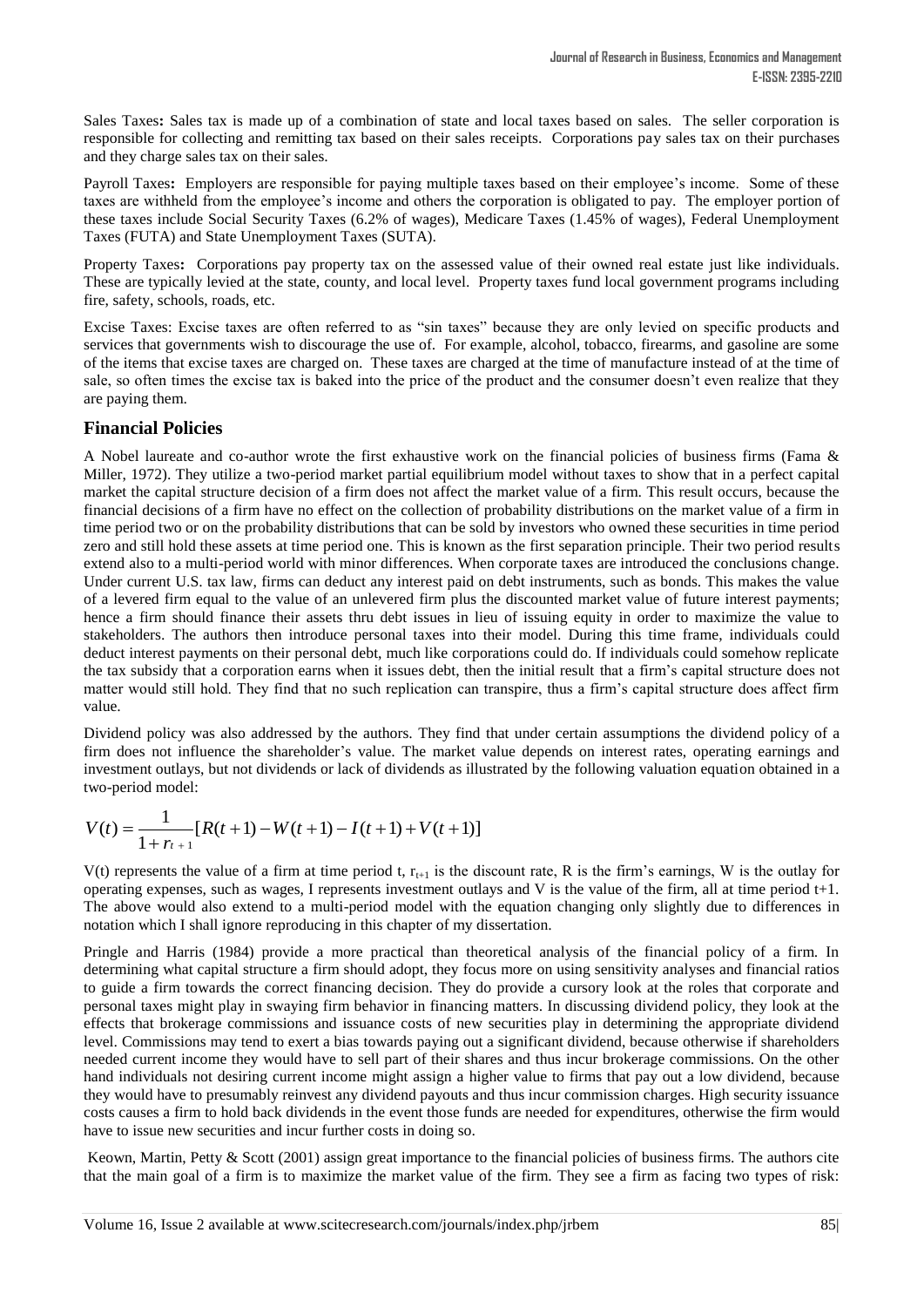Sales Taxes**:** Sales tax is made up of a combination of state and local taxes based on sales. The seller corporation is responsible for collecting and remitting tax based on their sales receipts. Corporations pay sales tax on their purchases and they charge sales tax on their sales.

Payroll Taxes**:** Employers are responsible for paying multiple taxes based on their employee's income. Some of these taxes are withheld from the employee's income and others the corporation is obligated to pay. The employer portion of these taxes include Social Security Taxes (6.2% of wages), Medicare Taxes (1.45% of wages), Federal Unemployment Taxes (FUTA) and State Unemployment Taxes (SUTA).

Property Taxes**:** Corporations pay property tax on the assessed value of their owned real estate just like individuals. These are typically levied at the state, county, and local level. Property taxes fund local government programs including fire, safety, schools, roads, etc.

Excise Taxes: Excise taxes are often referred to as "sin taxes" because they are only levied on specific products and services that governments wish to discourage the use of. For example, alcohol, tobacco, firearms, and gasoline are some of the items that excise taxes are charged on. These taxes are charged at the time of manufacture instead of at the time of sale, so often times the excise tax is baked into the price of the product and the consumer doesn't even realize that they are paying them.

## Financial Policies

A Nobel laureate and co-author wrote the first exhaustive work on the financial policies of business firms (Fama & Miller, 1972). They utilize a two-period market partial equilibrium model without taxes to show that in a perfect capital market the capital structure decision of a firm does not affect the market value of a firm. This result occurs, because the financial decisions of a firm have no effect on the collection of probability distributions on the market value of a firm in time period two or on the probability distributions that can be sold by investors who owned these securities in time period zero and still hold these assets at time period one. This is known as the first separation principle. Their two period results extend also to a multi-period world with minor differences. When corporate taxes are introduced the conclusions change. Under current U.S. tax law, firms can deduct any interest paid on debt instruments, such as bonds. This makes the value of a levered firm equal to the value of an unlevered firm plus the discounted market value of future interest payments; hence a firm should finance their assets thru debt issues in lieu of issuing equity in order to maximize the value to stakeholders. The authors then introduce personal taxes into their model. During this time frame, individuals could deduct interest payments on their personal debt, much like corporations could do. If individuals could somehow replicate the tax subsidy that a corporation earns when it issues debt, then the initial result that a firm's capital structure does not matter would still hold. They find that no such replication can transpire, thus a firm's capital structure does affect firm value.

Dividend policy was also addressed by the authors. They find that under certain assumptions the dividend policy of a firm does not influence the shareholder's value. The market value depends on interest rates, operating earnings and investment outlays, but not dividends or lack of dividends as illustrated by the following valuation equation obtained in a two-period model:

$$V(t) = \frac{1}{1+r_{t+1}}[R(t+1) - W(t+1) - I(t+1) + V(t+1)]$$

V(t) represents the value of a firm at time period t, $r_{t+1}$ is the discount rate, R is the firm's earnings, W is the outlay for operating expenses, such as wages, I represents investment outlays and V is the value of the firm, all at time period t+1. The above would also extend to a multi-period model with the equation changing only slightly due to differences in notation which I shall ignore reproducing in this chapter of my dissertation.

Pringle and Harris (1984) provide a more practical than theoretical analysis of the financial policy of a firm. In determining what capital structure a firm should adopt, they focus more on using sensitivity analyses and financial ratios to guide a firm towards the correct financing decision. They do provide a cursory look at the roles that corporate and personal taxes might play in swaying firm behavior in financing matters. In discussing dividend policy, they look at the effects that brokerage commissions and issuance costs of new securities play in determining the appropriate dividend level. Commissions may tend to exert a bias towards paying out a significant dividend, because otherwise if shareholders needed current income they would have to sell part of their shares and thus incur brokerage commissions. On the other hand individuals not desiring current income might assign a higher value to firms that pay out a low dividend, because they would have to presumably reinvest any dividend payouts and thus incur commission charges. High security issuance costs causes a firm to hold back dividends in the event those funds are needed for expenditures, otherwise the firm would have to issue new securities and incur further costs in doing so.

Keown, Martin, Petty & Scott (2001) assign great importance to the financial policies of business firms. The authors cite that the main goal of a firm is to maximize the market value of the firm. They see a firm as facing two types of risk: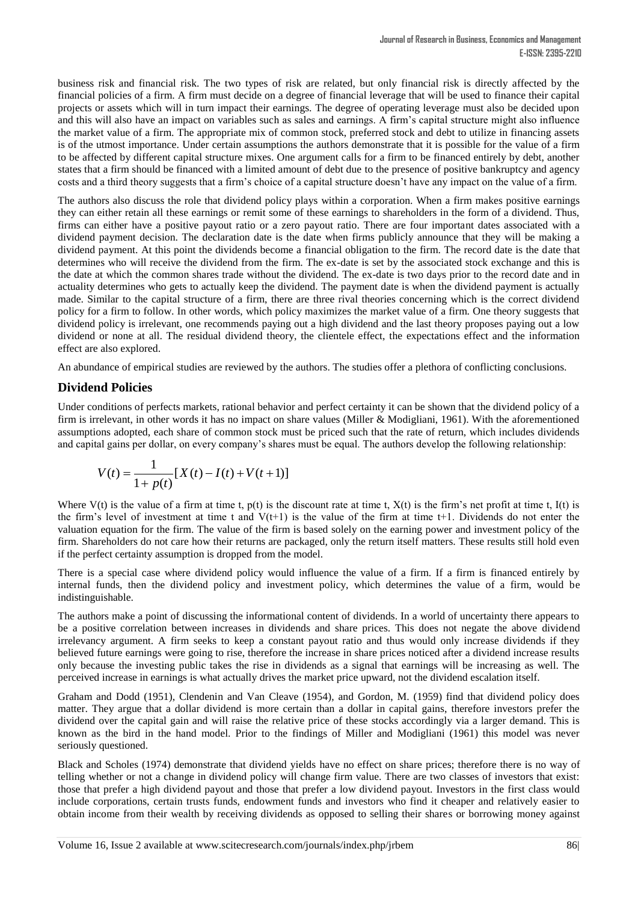business risk and financial risk. The two types of risk are related, but only financial risk is directly affected by the financial policies of a firm. A firm must decide on a degree of financial leverage that will be used to finance their capital projects or assets which will in turn impact their earnings. The degree of operating leverage must also be decided upon and this will also have an impact on variables such as sales and earnings. A firm's capital structure might also influence the market value of a firm. The appropriate mix of common stock, preferred stock and debt to utilize in financing assets is of the utmost importance. Under certain assumptions the authors demonstrate that it is possible for the value of a firm to be affected by different capital structure mixes. One argument calls for a firm to be financed entirely by debt, another states that a firm should be financed with a limited amount of debt due to the presence of positive bankruptcy and agency costs and a third theory suggests that a firm's choice of a capital structure doesn't have any impact on the value of a firm.

The authors also discuss the role that dividend policy plays within a corporation. When a firm makes positive earnings they can either retain all these earnings or remit some of these earnings to shareholders in the form of a dividend. Thus, firms can either have a positive payout ratio or a zero payout ratio. There are four important dates associated with a dividend payment decision. The declaration date is the date when firms publicly announce that they will be making a dividend payment. At this point the dividends become a financial obligation to the firm. The record date is the date that determines who will receive the dividend from the firm. The ex-date is set by the associated stock exchange and this is the date at which the common shares trade without the dividend. The ex-date is two days prior to the record date and in actuality determines who gets to actually keep the dividend. The payment date is when the dividend payment is actually made. Similar to the capital structure of a firm, there are three rival theories concerning which is the correct dividend policy for a firm to follow. In other words, which policy maximizes the market value of a firm. One theory suggests that dividend policy is irrelevant, one recommends paying out a high dividend and the last theory proposes paying out a low dividend or none at all. The residual dividend theory, the clientele effect, the expectations effect and the information effect are also explored.

An abundance of empirical studies are reviewed by the authors. The studies offer a plethora of conflicting conclusions.

## Dividend Policies

Under conditions of perfects markets, rational behavior and perfect certainty it can be shown that the dividend policy of a firm is irrelevant, in other words it has no impact on share values (Miller & Modigliani, 1961). With the aforementioned assumptions adopted, each share of common stock must be priced such that the rate of return, which includes dividends and capital gains per dollar, on every company's shares must be equal. The authors develop the following relationship:

$$V(t) = \frac{1}{1 + p(t)}[X(t) - I(t) + V(t+1)]$$

Where $V(t)$ is the value of a firm at time t, $p(t)$ is the discount rate at time t, $X(t)$ is the firm's net profit at time t, $I(t)$ is the firm's level of investment at time t and $V(t+1)$ is the value of the firm at time t+1. Dividends do not enter the valuation equation for the firm. The value of the firm is based solely on the earning power and investment policy of the firm. Shareholders do not care how their returns are packaged, only the return itself matters. These results still hold even if the perfect certainty assumption is dropped from the model.

There is a special case where dividend policy would influence the value of a firm. If a firm is financed entirely by internal funds, then the dividend policy and investment policy, which determines the value of a firm, would be indistinguishable.

The authors make a point of discussing the informational content of dividends. In a world of uncertainty there appears to be a positive correlation between increases in dividends and share prices. This does not negate the above dividend irrelevancy argument. A firm seeks to keep a constant payout ratio and thus would only increase dividends if they believed future earnings were going to rise, therefore the increase in share prices noticed after a dividend increase results only because the investing public takes the rise in dividends as a signal that earnings will be increasing as well. The perceived increase in earnings is what actually drives the market price upward, not the dividend escalation itself.

Graham and Dodd (1951), Clendenin and Van Cleave (1954), and Gordon, M. (1959) find that dividend policy does matter. They argue that a dollar dividend is more certain than a dollar in capital gains, therefore investors prefer the dividend over the capital gain and will raise the relative price of these stocks accordingly via a larger demand. This is known as the bird in the hand model. Prior to the findings of Miller and Modigliani (1961) this model was never seriously questioned.

Black and Scholes (1974) demonstrate that dividend yields have no effect on share prices; therefore there is no way of telling whether or not a change in dividend policy will change firm value. There are two classes of investors that exist: those that prefer a high dividend payout and those that prefer a low dividend payout. Investors in the first class would include corporations, certain trusts funds, endowment funds and investors who find it cheaper and relatively easier to obtain income from their wealth by receiving dividends as opposed to selling their shares or borrowing money against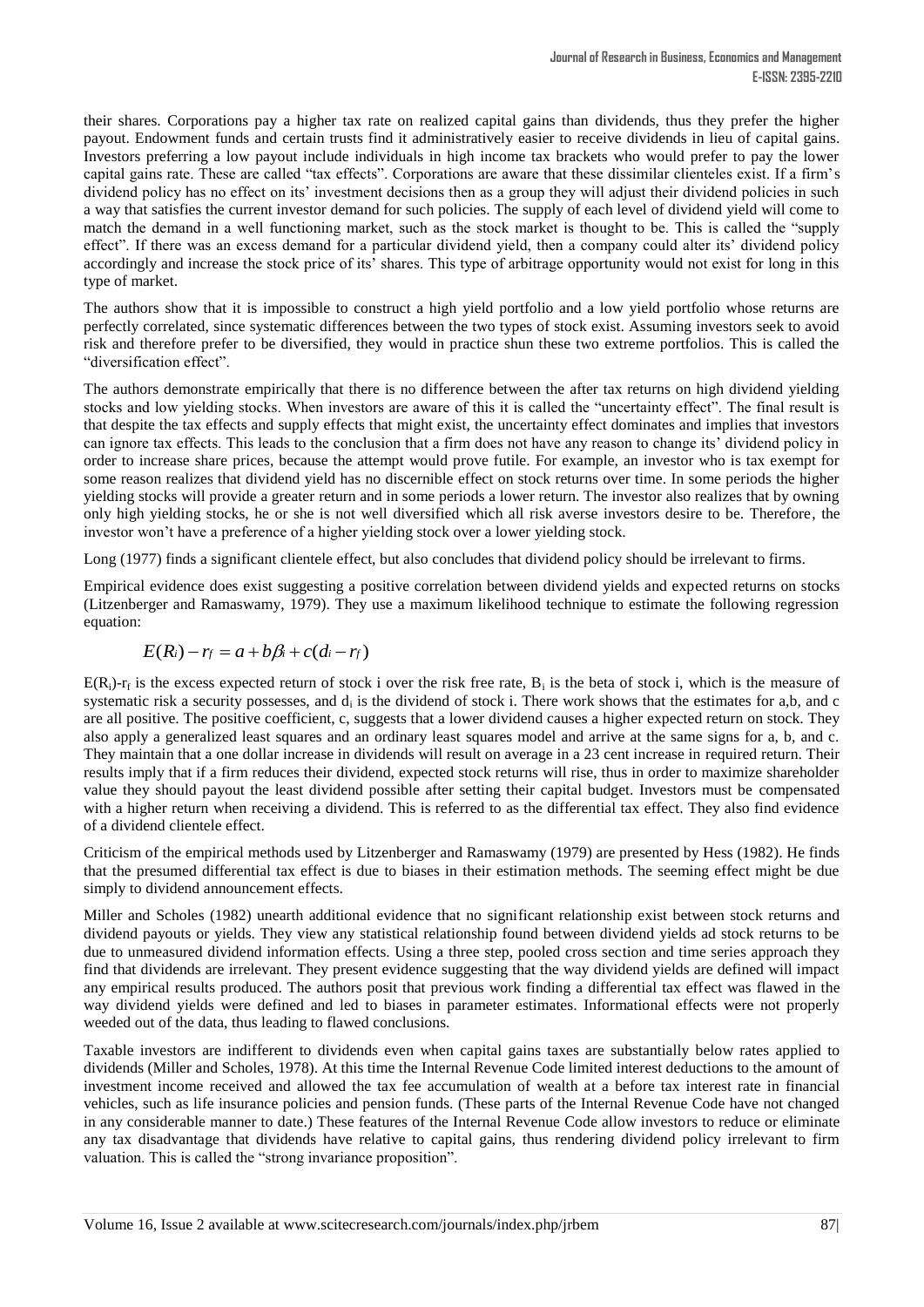their shares. Corporations pay a higher tax rate on realized capital gains than dividends, thus they prefer the higher payout. Endowment funds and certain trusts find it administratively easier to receive dividends in lieu of capital gains. Investors preferring a low payout include individuals in high income tax brackets who would prefer to pay the lower capital gains rate. These are called "tax effects". Corporations are aware that these dissimilar clienteles exist. If a firm's dividend policy has no effect on its' investment decisions then as a group they will adjust their dividend policies in such a way that satisfies the current investor demand for such policies. The supply of each level of dividend yield will come to match the demand in a well functioning market, such as the stock market is thought to be. This is called the "supply effect". If there was an excess demand for a particular dividend yield, then a company could alter its' dividend policy accordingly and increase the stock price of its' shares. This type of arbitrage opportunity would not exist for long in this type of market.

The authors show that it is impossible to construct a high yield portfolio and a low yield portfolio whose returns are perfectly correlated, since systematic differences between the two types of stock exist. Assuming investors seek to avoid risk and therefore prefer to be diversified, they would in practice shun these two extreme portfolios. This is called the "diversification effect".

The authors demonstrate empirically that there is no difference between the after tax returns on high dividend yielding stocks and low yielding stocks. When investors are aware of this it is called the "uncertainty effect". The final result is that despite the tax effects and supply effects that might exist, the uncertainty effect dominates and implies that investors can ignore tax effects. This leads to the conclusion that a firm does not have any reason to change its' dividend policy in order to increase share prices, because the attempt would prove futile. For example, an investor who is tax exempt for some reason realizes that dividend yield has no discernible effect on stock returns over time. In some periods the higher yielding stocks will provide a greater return and in some periods a lower return. The investor also realizes that by owning only high yielding stocks, he or she is not well diversified which all risk averse investors desire to be. Therefore, the investor won't have a preference of a higher yielding stock over a lower yielding stock.

Long (1977) finds a significant clientele effect, but also concludes that dividend policy should be irrelevant to firms.

Empirical evidence does exist suggesting a positive correlation between dividend yields and expected returns on stocks (Litzenberger and Ramaswamy, 1979). They use a maximum likelihood technique to estimate the following regression equation:

$$E(R_i) - r_f = a + b\beta_i + c(d_i - r_f)$$

$E(R_i)$-$r_f$ is the excess expected return of stock i over the risk free rate, $B_i$ is the beta of stock i, which is the measure of systematic risk a security possesses, and $d_i$ is the dividend of stock i. There work shows that the estimates for a,b, and c are all positive. The positive coefficient, c, suggests that a lower dividend causes a higher expected return on stock. They also apply a generalized least squares and an ordinary least squares model and arrive at the same signs for a, b, and c. They maintain that a one dollar increase in dividends will result on average in a 23 cent increase in required return. Their results imply that if a firm reduces their dividend, expected stock returns will rise, thus in order to maximize shareholder value they should payout the least dividend possible after setting their capital budget. Investors must be compensated with a higher return when receiving a dividend. This is referred to as the differential tax effect. They also find evidence of a dividend clientele effect.

Criticism of the empirical methods used by Litzenberger and Ramaswamy (1979) are presented by Hess (1982). He finds that the presumed differential tax effect is due to biases in their estimation methods. The seeming effect might be due simply to dividend announcement effects.

Miller and Scholes (1982) unearth additional evidence that no significant relationship exist between stock returns and dividend payouts or yields. They view any statistical relationship found between dividend yields ad stock returns to be due to unmeasured dividend information effects. Using a three step, pooled cross section and time series approach they find that dividends are irrelevant. They present evidence suggesting that the way dividend yields are defined will impact any empirical results produced. The authors posit that previous work finding a differential tax effect was flawed in the way dividend yields were defined and led to biases in parameter estimates. Informational effects were not properly weeded out of the data, thus leading to flawed conclusions.

Taxable investors are indifferent to dividends even when capital gains taxes are substantially below rates applied to dividends (Miller and Scholes, 1978). At this time the Internal Revenue Code limited interest deductions to the amount of investment income received and allowed the tax fee accumulation of wealth at a before tax interest rate in financial vehicles, such as life insurance policies and pension funds. (These parts of the Internal Revenue Code have not changed in any considerable manner to date.) These features of the Internal Revenue Code allow investors to reduce or eliminate any tax disadvantage that dividends have relative to capital gains, thus rendering dividend policy irrelevant to firm valuation. This is called the "strong invariance proposition".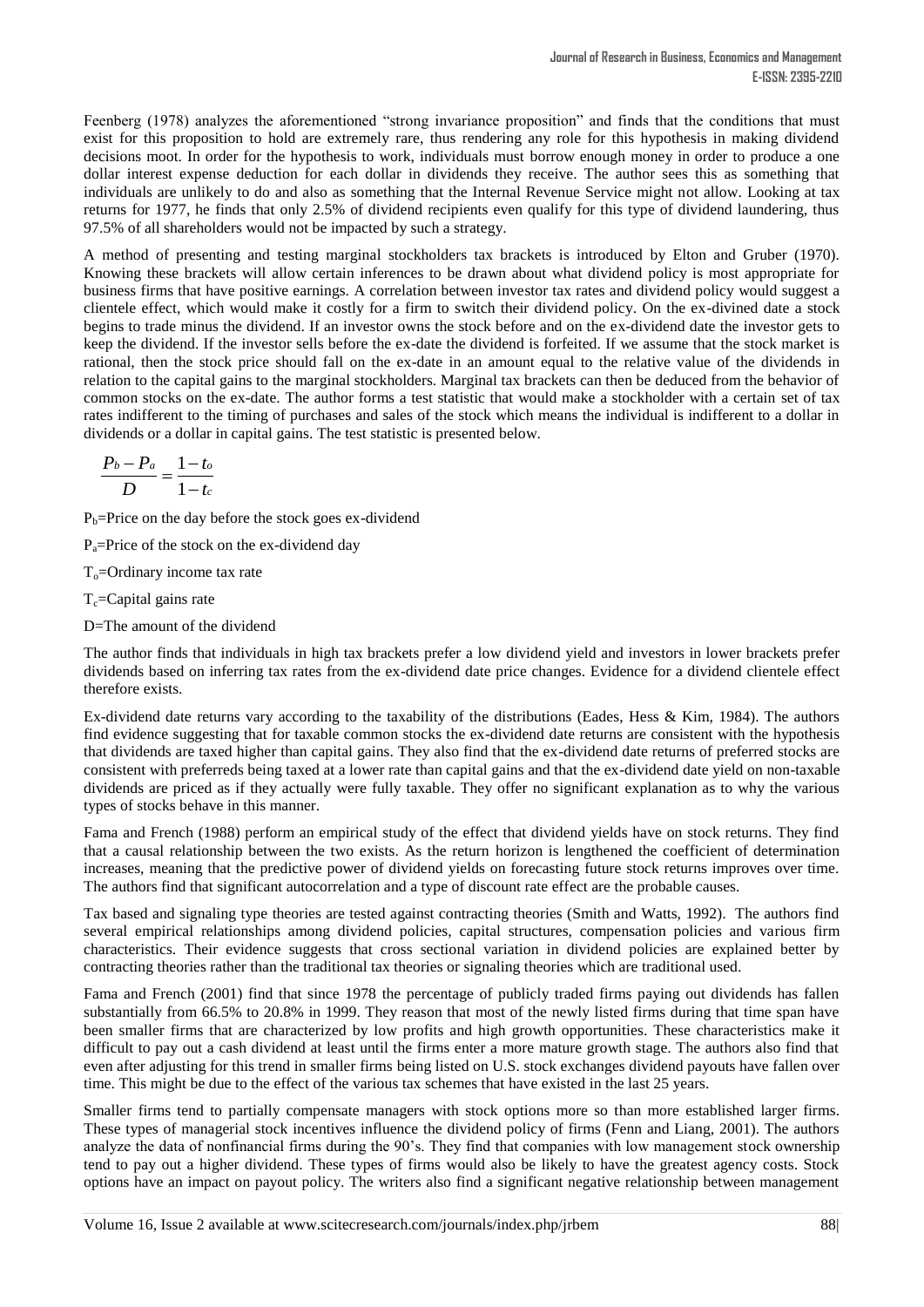Feenberg (1978) analyzes the aforementioned "strong invariance proposition" and finds that the conditions that must exist for this proposition to hold are extremely rare, thus rendering any role for this hypothesis in making dividend decisions moot. In order for the hypothesis to work, individuals must borrow enough money in order to produce a one dollar interest expense deduction for each dollar in dividends they receive. The author sees this as something that individuals are unlikely to do and also as something that the Internal Revenue Service might not allow. Looking at tax returns for 1977, he finds that only 2.5% of dividend recipients even qualify for this type of dividend laundering, thus 97.5% of all shareholders would not be impacted by such a strategy.

A method of presenting and testing marginal stockholders tax brackets is introduced by Elton and Gruber (1970). Knowing these brackets will allow certain inferences to be drawn about what dividend policy is most appropriate for business firms that have positive earnings. A correlation between investor tax rates and dividend policy would suggest a clientele effect, which would make it costly for a firm to switch their dividend policy. On the ex-divined date a stock begins to trade minus the dividend. If an investor owns the stock before and on the ex-dividend date the investor gets to keep the dividend. If the investor sells before the ex-date the dividend is forfeited. If we assume that the stock market is rational, then the stock price should fall on the ex-date in an amount equal to the relative value of the dividends in relation to the capital gains to the marginal stockholders. Marginal tax brackets can then be deduced from the behavior of common stocks on the ex-date. The author forms a test statistic that would make a stockholder with a certain set of tax rates indifferent to the timing of purchases and sales of the stock which means the individual is indifferent to a dollar in dividends or a dollar in capital gains. The test statistic is presented below.

$$\frac{P_b - P_a}{D} = \frac{1 - t_o}{1 - t_c}$$

$P_b$=Price on the day before the stock goes ex-dividend

$P_a$=Price of the stock on the ex-dividend day

$T_o$=Ordinary income tax rate

$T_c$=Capital gains rate

D=The amount of the dividend

The author finds that individuals in high tax brackets prefer a low dividend yield and investors in lower brackets prefer dividends based on inferring tax rates from the ex-dividend date price changes. Evidence for a dividend clientele effect therefore exists.

Ex-dividend date returns vary according to the taxability of the distributions (Eades, Hess & Kim, 1984). The authors find evidence suggesting that for taxable common stocks the ex-dividend date returns are consistent with the hypothesis that dividends are taxed higher than capital gains. They also find that the ex-dividend date returns of preferred stocks are consistent with preferreds being taxed at a lower rate than capital gains and that the ex-dividend date yield on non-taxable dividends are priced as if they actually were fully taxable. They offer no significant explanation as to why the various types of stocks behave in this manner.

Fama and French (1988) perform an empirical study of the effect that dividend yields have on stock returns. They find that a causal relationship between the two exists. As the return horizon is lengthened the coefficient of determination increases, meaning that the predictive power of dividend yields on forecasting future stock returns improves over time. The authors find that significant autocorrelation and a type of discount rate effect are the probable causes.

Tax based and signaling type theories are tested against contracting theories (Smith and Watts, 1992). The authors find several empirical relationships among dividend policies, capital structures, compensation policies and various firm characteristics. Their evidence suggests that cross sectional variation in dividend policies are explained better by contracting theories rather than the traditional tax theories or signaling theories which are traditional used.

Fama and French (2001) find that since 1978 the percentage of publicly traded firms paying out dividends has fallen substantially from 66.5% to 20.8% in 1999. They reason that most of the newly listed firms during that time span have been smaller firms that are characterized by low profits and high growth opportunities. These characteristics make it difficult to pay out a cash dividend at least until the firms enter a more mature growth stage. The authors also find that even after adjusting for this trend in smaller firms being listed on U.S. stock exchanges dividend payouts have fallen over time. This might be due to the effect of the various tax schemes that have existed in the last 25 years.

Smaller firms tend to partially compensate managers with stock options more so than more established larger firms. These types of managerial stock incentives influence the dividend policy of firms (Fenn and Liang, 2001). The authors analyze the data of nonfinancial firms during the 90's. They find that companies with low management stock ownership tend to pay out a higher dividend. These types of firms would also be likely to have the greatest agency costs. Stock options have an impact on payout policy. The writers also find a significant negative relationship between management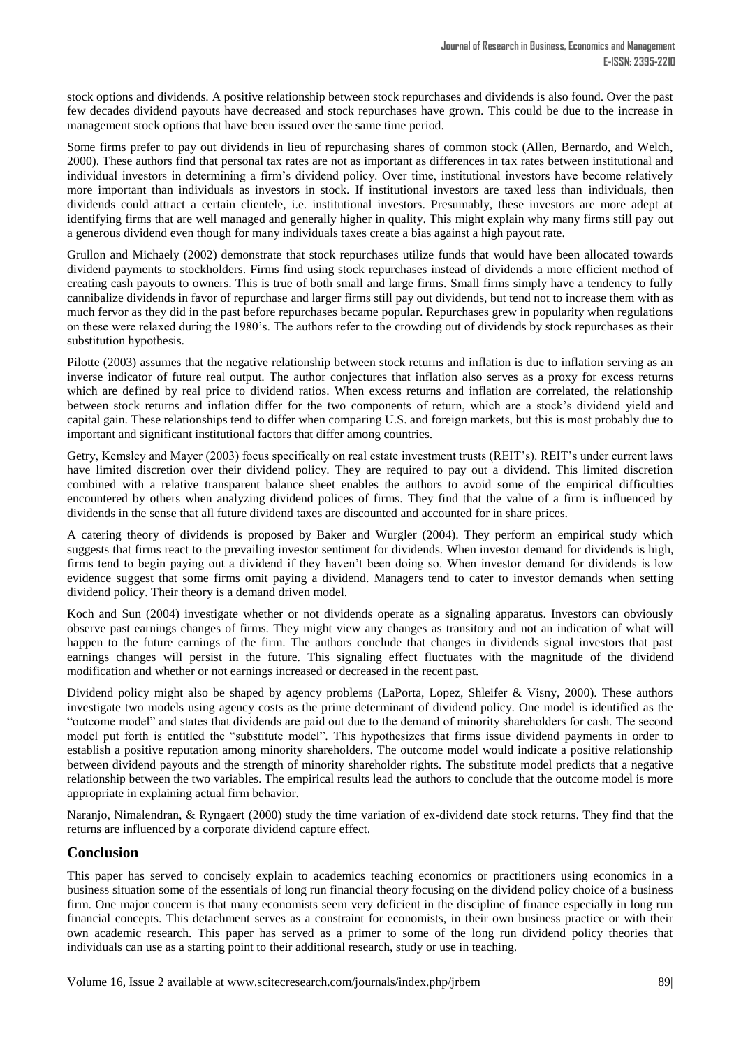stock options and dividends. A positive relationship between stock repurchases and dividends is also found. Over the past few decades dividend payouts have decreased and stock repurchases have grown. This could be due to the increase in management stock options that have been issued over the same time period.

Some firms prefer to pay out dividends in lieu of repurchasing shares of common stock (Allen, Bernardo, and Welch, 2000). These authors find that personal tax rates are not as important as differences in tax rates between institutional and individual investors in determining a firm's dividend policy. Over time, institutional investors have become relatively more important than individuals as investors in stock. If institutional investors are taxed less than individuals, then dividends could attract a certain clientele, i.e. institutional investors. Presumably, these investors are more adept at identifying firms that are well managed and generally higher in quality. This might explain why many firms still pay out a generous dividend even though for many individuals taxes create a bias against a high payout rate.

Grullon and Michaely (2002) demonstrate that stock repurchases utilize funds that would have been allocated towards dividend payments to stockholders. Firms find using stock repurchases instead of dividends a more efficient method of creating cash payouts to owners. This is true of both small and large firms. Small firms simply have a tendency to fully cannibalize dividends in favor of repurchase and larger firms still pay out dividends, but tend not to increase them with as much fervor as they did in the past before repurchases became popular. Repurchases grew in popularity when regulations on these were relaxed during the 1980's. The authors refer to the crowding out of dividends by stock repurchases as their substitution hypothesis.

Pilotte (2003) assumes that the negative relationship between stock returns and inflation is due to inflation serving as an inverse indicator of future real output. The author conjectures that inflation also serves as a proxy for excess returns which are defined by real price to dividend ratios. When excess returns and inflation are correlated, the relationship between stock returns and inflation differ for the two components of return, which are a stock's dividend yield and capital gain. These relationships tend to differ when comparing U.S. and foreign markets, but this is most probably due to important and significant institutional factors that differ among countries.

Getry, Kemsley and Mayer (2003) focus specifically on real estate investment trusts (REIT's). REIT's under current laws have limited discretion over their dividend policy. They are required to pay out a dividend. This limited discretion combined with a relative transparent balance sheet enables the authors to avoid some of the empirical difficulties encountered by others when analyzing dividend polices of firms. They find that the value of a firm is influenced by dividends in the sense that all future dividend taxes are discounted and accounted for in share prices.

A catering theory of dividends is proposed by Baker and Wurgler (2004). They perform an empirical study which suggests that firms react to the prevailing investor sentiment for dividends. When investor demand for dividends is high, firms tend to begin paying out a dividend if they haven't been doing so. When investor demand for dividends is low evidence suggest that some firms omit paying a dividend. Managers tend to cater to investor demands when setting dividend policy. Their theory is a demand driven model.

Koch and Sun (2004) investigate whether or not dividends operate as a signaling apparatus. Investors can obviously observe past earnings changes of firms. They might view any changes as transitory and not an indication of what will happen to the future earnings of the firm. The authors conclude that changes in dividends signal investors that past earnings changes will persist in the future. This signaling effect fluctuates with the magnitude of the dividend modification and whether or not earnings increased or decreased in the recent past.

Dividend policy might also be shaped by agency problems (LaPorta, Lopez, Shleifer & Visny, 2000). These authors investigate two models using agency costs as the prime determinant of dividend policy. One model is identified as the "outcome model" and states that dividends are paid out due to the demand of minority shareholders for cash. The second model put forth is entitled the "substitute model". This hypothesizes that firms issue dividend payments in order to establish a positive reputation among minority shareholders. The outcome model would indicate a positive relationship between dividend payouts and the strength of minority shareholder rights. The substitute model predicts that a negative relationship between the two variables. The empirical results lead the authors to conclude that the outcome model is more appropriate in explaining actual firm behavior.

Naranjo, Nimalendran, & Ryngaert (2000) study the time variation of ex-dividend date stock returns. They find that the returns are influenced by a corporate dividend capture effect.

## Conclusion

This paper has served to concisely explain to academics teaching economics or practitioners using economics in a business situation some of the essentials of long run financial theory focusing on the dividend policy choice of a business firm. One major concern is that many economists seem very deficient in the discipline of finance especially in long run financial concepts. This detachment serves as a constraint for economists, in their own business practice or with their own academic research. This paper has served as a primer to some of the long run dividend policy theories that individuals can use as a starting point to their additional research, study or use in teaching.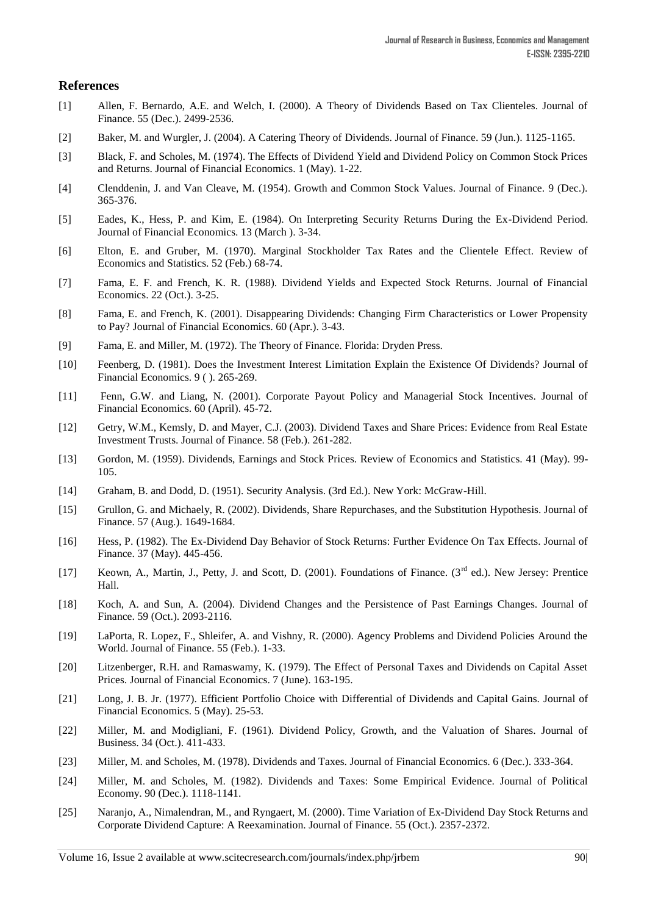## References

[1] Allen, F. Bernardo, A.E. and Welch, I. (2000). A Theory of Dividends Based on Tax Clienteles. Journal of Finance. 55 (Dec.). 2499-2536.

[2] Baker, M. and Wurgler, J. (2004). A Catering Theory of Dividends. Journal of Finance. 59 (Jun.). 1125-1165.

[3] Black, F. and Scholes, M. (1974). The Effects of Dividend Yield and Dividend Policy on Common Stock Prices and Returns. Journal of Financial Economics. 1 (May). 1-22.

[4] Clenddenin, J. and Van Cleave, M. (1954). Growth and Common Stock Values. Journal of Finance. 9 (Dec.). 365-376.

[5] Eades, K., Hess, P. and Kim, E. (1984). On Interpreting Security Returns During the Ex-Dividend Period. Journal of Financial Economics. 13 (March ). 3-34.

[6] Elton, E. and Gruber, M. (1970). Marginal Stockholder Tax Rates and the Clientele Effect. Review of Economics and Statistics. 52 (Feb.) 68-74.

[7] Fama, E. F. and French, K. R. (1988). Dividend Yields and Expected Stock Returns. Journal of Financial Economics. 22 (Oct.). 3-25.

[8] Fama, E. and French, K. (2001). Disappearing Dividends: Changing Firm Characteristics or Lower Propensity to Pay? Journal of Financial Economics. 60 (Apr.). 3-43.

[9] Fama, E. and Miller, M. (1972). The Theory of Finance. Florida: Dryden Press.

[10] Feenberg, D. (1981). Does the Investment Interest Limitation Explain the Existence Of Dividends? Journal of Financial Economics. 9 ( ). 265-269.

[11] Fenn, G.W. and Liang, N. (2001). Corporate Payout Policy and Managerial Stock Incentives. Journal of Financial Economics. 60 (April). 45-72.

[12] Getry, W.M., Kemsly, D. and Mayer, C.J. (2003). Dividend Taxes and Share Prices: Evidence from Real Estate Investment Trusts. Journal of Finance. 58 (Feb.). 261-282.

[13] Gordon, M. (1959). Dividends, Earnings and Stock Prices. Review of Economics and Statistics. 41 (May). 99-105.

[14] Graham, B. and Dodd, D. (1951). Security Analysis. (3rd Ed.). New York: McGraw-Hill.

[15] Grullon, G. and Michaely, R. (2002). Dividends, Share Repurchases, and the Substitution Hypothesis. Journal of Finance. 57 (Aug.). 1649-1684.

[16] Hess, P. (1982). The Ex-Dividend Day Behavior of Stock Returns: Further Evidence On Tax Effects. Journal of Finance. 37 (May). 445-456.

[17] Keown, A., Martin, J., Petty, J. and Scott, D. (2001). Foundations of Finance. (3rd ed.). New Jersey: Prentice Hall.

[18] Koch, A. and Sun, A. (2004). Dividend Changes and the Persistence of Past Earnings Changes. Journal of Finance. 59 (Oct.). 2093-2116.

[19] LaPorta, R. Lopez, F., Shleifer, A. and Vishny, R. (2000). Agency Problems and Dividend Policies Around the World. Journal of Finance. 55 (Feb.). 1-33.

[20] Litzenberger, R.H. and Ramaswamy, K. (1979). The Effect of Personal Taxes and Dividends on Capital Asset Prices. Journal of Financial Economics. 7 (June). 163-195.

[21] Long, J. B. Jr. (1977). Efficient Portfolio Choice with Differential of Dividends and Capital Gains. Journal of Financial Economics. 5 (May). 25-53.

[22] Miller, M. and Modigliani, F. (1961). Dividend Policy, Growth, and the Valuation of Shares. Journal of Business. 34 (Oct.). 411-433.

[23] Miller, M. and Scholes, M. (1978). Dividends and Taxes. Journal of Financial Economics. 6 (Dec.). 333-364.

[24] Miller, M. and Scholes, M. (1982). Dividends and Taxes: Some Empirical Evidence. Journal of Political Economy. 90 (Dec.). 1118-1141.

[25] Naranjo, A., Nimalendran, M., and Ryngaert, M. (2000). Time Variation of Ex-Dividend Day Stock Returns and Corporate Dividend Capture: A Reexamination. Journal of Finance. 55 (Oct.). 2357-2372.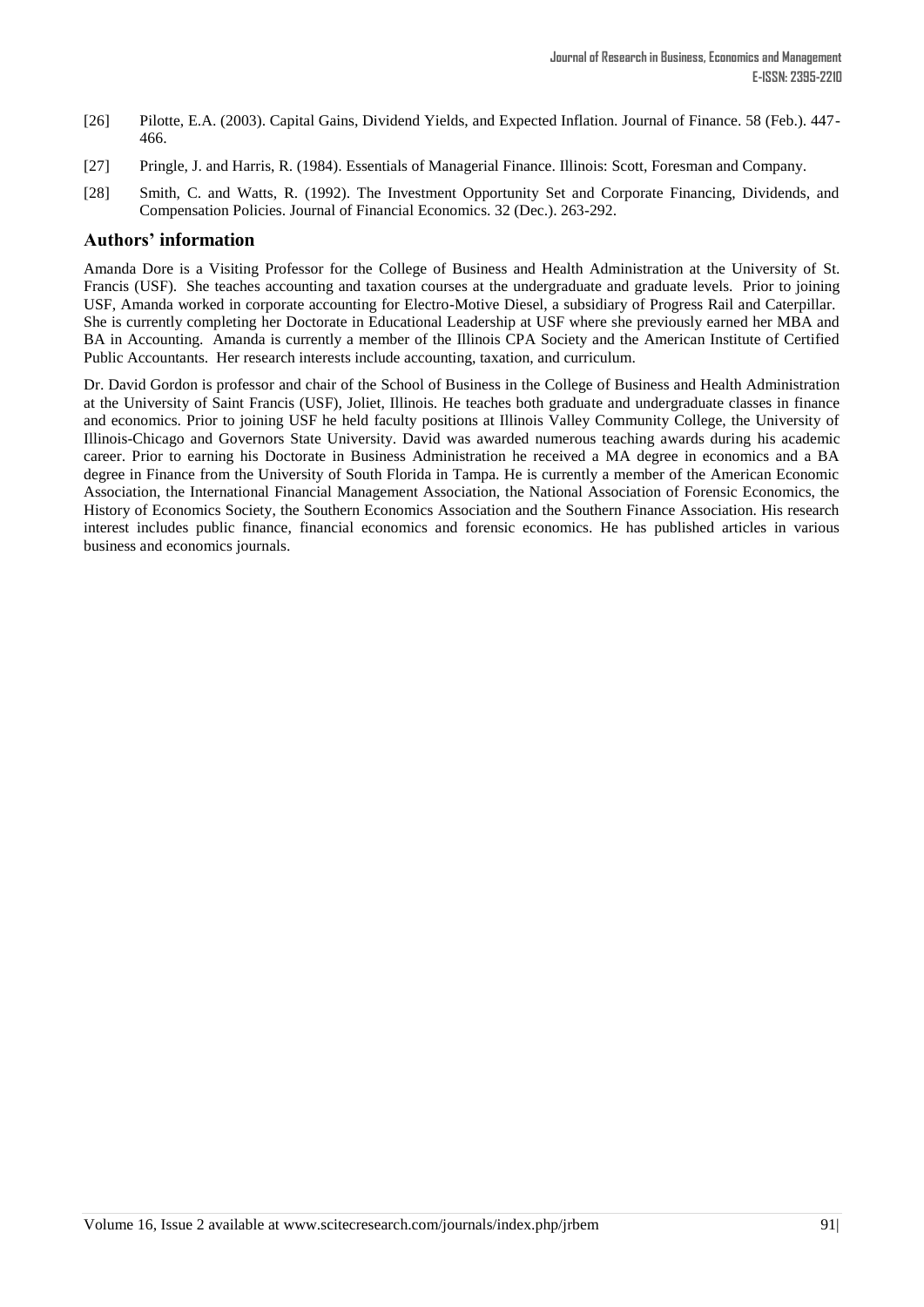[26] Pilotte, E.A. (2003). Capital Gains, Dividend Yields, and Expected Inflation. Journal of Finance. 58 (Feb.). 447-466.

[27] Pringle, J. and Harris, R. (1984). Essentials of Managerial Finance. Illinois: Scott, Foresman and Company.

[28] Smith, C. and Watts, R. (1992). The Investment Opportunity Set and Corporate Financing, Dividends, and Compensation Policies. Journal of Financial Economics. 32 (Dec.). 263-292.

## Authors' information

Amanda Dore is a Visiting Professor for the College of Business and Health Administration at the University of St. Francis (USF). She teaches accounting and taxation courses at the undergraduate and graduate levels. Prior to joining USF, Amanda worked in corporate accounting for Electro-Motive Diesel, a subsidiary of Progress Rail and Caterpillar. She is currently completing her Doctorate in Educational Leadership at USF where she previously earned her MBA and BA in Accounting. Amanda is currently a member of the Illinois CPA Society and the American Institute of Certified Public Accountants. Her research interests include accounting, taxation, and curriculum.

Dr. David Gordon is professor and chair of the School of Business in the College of Business and Health Administration at the University of Saint Francis (USF), Joliet, Illinois. He teaches both graduate and undergraduate classes in finance and economics. Prior to joining USF he held faculty positions at Illinois Valley Community College, the University of Illinois-Chicago and Governors State University. David was awarded numerous teaching awards during his academic career. Prior to earning his Doctorate in Business Administration he received a MA degree in economics and a BA degree in Finance from the University of South Florida in Tampa. He is currently a member of the American Economic Association, the International Financial Management Association, the National Association of Forensic Economics, the History of Economics Society, the Southern Economics Association and the Southern Finance Association. His research interest includes public finance, financial economics and forensic economics. He has published articles in various business and economics journals.